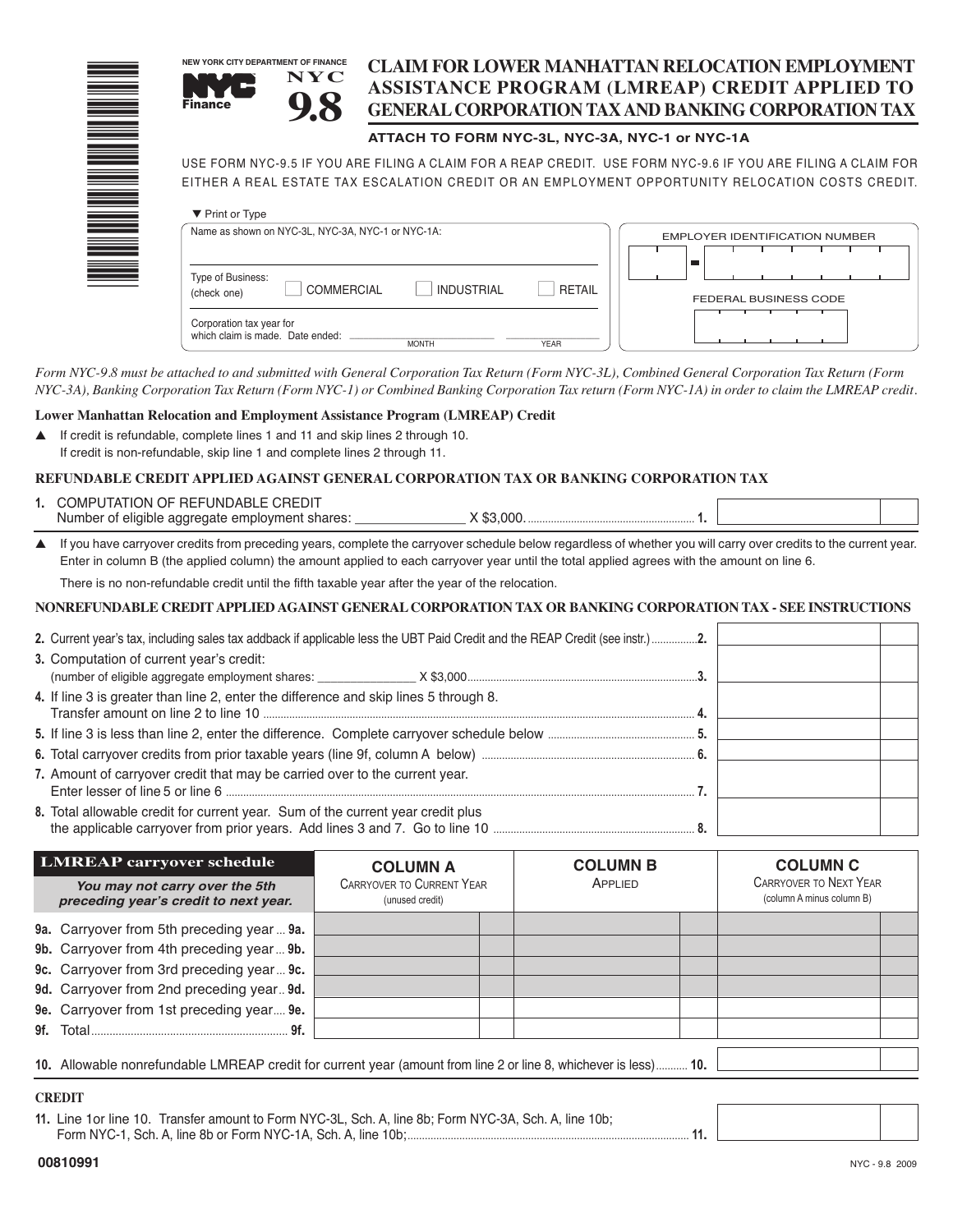NEW YORK CITY DEPARTMENT OF FINANCE

NYC Finance

# NYC 9.8

# CLAIM FOR LOWER MANHATTAN RELOCATION EMPLOYMENT ASSISTANCE PROGRAM (LMREAP) CREDIT APPLIED TO GENERAL CORPORATION TAX AND BANKING CORPORATION TAX

**ATTACH TO FORM NYC-3L, NYC-3A, NYC-1 or NYC-1A**

USE FORM NYC-9.5 IF YOU ARE FILING A CLAIM FOR A REAP CREDIT. USE FORM NYC-9.6 IF YOU ARE FILING A CLAIM FOR EITHER A REAL ESTATE TAX ESCALATION CREDIT OR AN EMPLOYMENT OPPORTUNITY RELOCATION COSTS CREDIT.

▼ Print or Type

Name as shown on NYC-3L, NYC-3A, NYC-1 or NYC-1A: ______________________

Type of Business: (check one) ☐ COMMERCIAL ☐ INDUSTRIAL ☐ RETAIL

Corporation tax year for which claim is made. Date ended: ________ MONTH ________ YEAR

EMPLOYER IDENTIFICATION NUMBER: ____ - ____________

FEDERAL BUSINESS CODE: ____________

*Form NYC-9.8 must be attached to and submitted with General Corporation Tax Return (Form NYC-3L), Combined General Corporation Tax Return (Form NYC-3A), Banking Corporation Tax Return (Form NYC-1) or Combined Banking Corporation Tax return (Form NYC-1A) in order to claim the LMREAP credit.*

**Lower Manhattan Relocation and Employment Assistance Program (LMREAP) Credit**

▲ If credit is refundable, complete lines 1 and 11 and skip lines 2 through 10.
If credit is non-refundable, skip line 1 and complete lines 2 through 11.

## REFUNDABLE CREDIT APPLIED AGAINST GENERAL CORPORATION TAX OR BANKING CORPORATION TAX

**1.** COMPUTATION OF REFUNDABLE CREDIT
Number of eligible aggregate employment shares: ______________ X $3,000. .......... **1.** ________

▲ If you have carryover credits from preceding years, complete the carryover schedule below regardless of whether you will carry over credits to the current year. Enter in column B (the applied column) the amount applied to each carryover year until the total applied agrees with the amount on line 6.

There is no non-refundable credit until the fifth taxable year after the year of the relocation.

## NONREFUNDABLE CREDIT APPLIED AGAINST GENERAL CORPORATION TAX OR BANKING CORPORATION TAX - SEE INSTRUCTIONS

**2.** Current year's tax, including sales tax addback if applicable less the UBT Paid Credit and the REAP Credit (see instr.) .......... **2.** ________

**3.** Computation of current year's credit:
(number of eligible aggregate employment shares: ______________ X $3,000 .......... **3.** ________

**4.** If line 3 is greater than line 2, enter the difference and skip lines 5 through 8.
Transfer amount on line 2 to line 10 .......... **4.** ________

**5.** If line 3 is less than line 2, enter the difference. Complete carryover schedule below .......... **5.** ________

**6.** Total carryover credits from prior taxable years (line 9f, column A below) .......... **6.** ________

**7.** Amount of carryover credit that may be carried over to the current year.
Enter lesser of line 5 or line 6 .......... **7.** ________

**8.** Total allowable credit for current year. Sum of the current year credit plus the applicable carryover from prior years. Add lines 3 and 7. Go to line 10 .......... **8.** ________

| **LMREAP carryover schedule** *You may not carry over the 5th preceding year's credit to next year.* | **COLUMN A** Carryover to Current Year (unused credit) | **COLUMN B** Applied | **COLUMN C** Carryover to Next Year (column A minus column B) |
|---|---|---|---|
| **9a.** Carryover from 5th preceding year ... **9a.** | | | |
| **9b.** Carryover from 4th preceding year ... **9b.** | | | |
| **9c.** Carryover from 3rd preceding year ... **9c.** | | | |
| **9d.** Carryover from 2nd preceding year .. **9d.** | | | |
| **9e.** Carryover from 1st preceding year .... **9e.** | | | |
| **9f.** Total .......... **9f.** | | | |

**10.** Allowable nonrefundable LMREAP credit for current year (amount from line 2 or line 8, whichever is less) .......... **10.** ________

## CREDIT

**11.** Line 1or line 10. Transfer amount to Form NYC-3L, Sch. A, line 8b; Form NYC-3A, Sch. A, line 10b; Form NYC-1, Sch. A, line 8b or Form NYC-1A, Sch. A, line 10b; .......... **11.** ________

00810991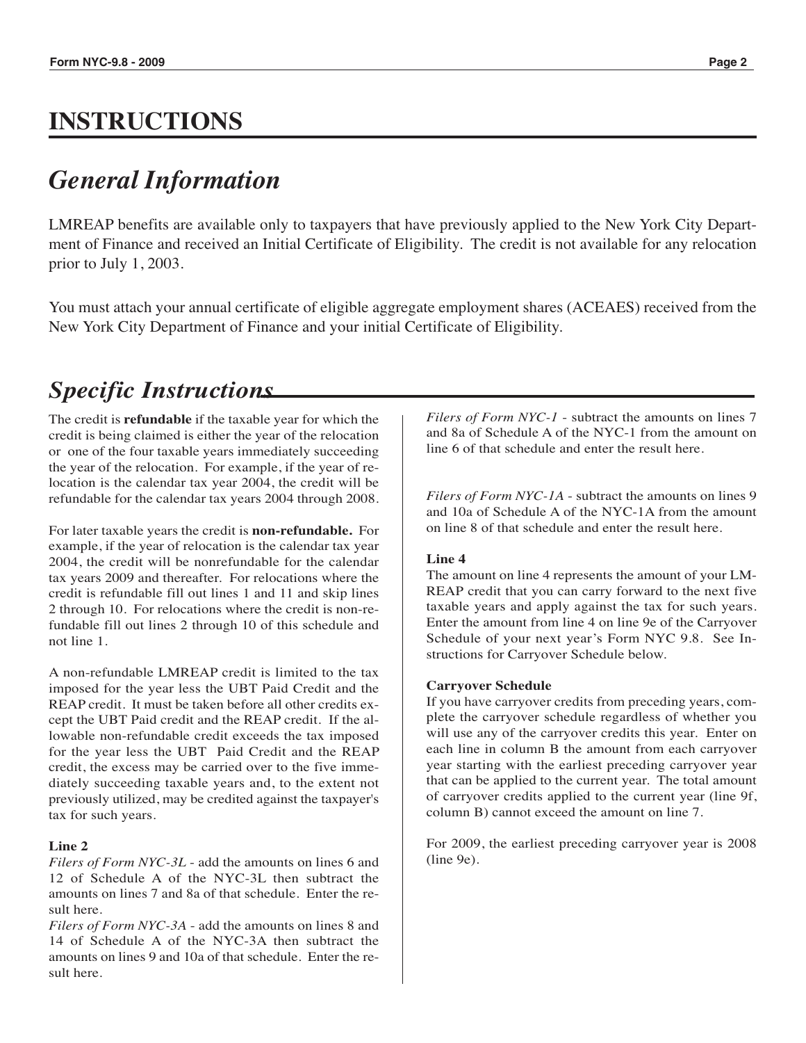# INSTRUCTIONS

## General Information

LMREAP benefits are available only to taxpayers that have previously applied to the New York City Department of Finance and received an Initial Certificate of Eligibility. The credit is not available for any relocation prior to July 1, 2003.

You must attach your annual certificate of eligible aggregate employment shares (ACEAES) received from the New York City Department of Finance and your initial Certificate of Eligibility.

## Specific Instructions

The credit is **refundable** if the taxable year for which the credit is being claimed is either the year of the relocation or one of the four taxable years immediately succeeding the year of the relocation. For example, if the year of relocation is the calendar tax year 2004, the credit will be refundable for the calendar tax years 2004 through 2008.

For later taxable years the credit is **non-refundable.** For example, if the year of relocation is the calendar tax year 2004, the credit will be nonrefundable for the calendar tax years 2009 and thereafter. For relocations where the credit is refundable fill out lines 1 and 11 and skip lines 2 through 10. For relocations where the credit is non-refundable fill out lines 2 through 10 of this schedule and not line 1.

A non-refundable LMREAP credit is limited to the tax imposed for the year less the UBT Paid Credit and the REAP credit. It must be taken before all other credits except the UBT Paid credit and the REAP credit. If the allowable non-refundable credit exceeds the tax imposed for the year less the UBT Paid Credit and the REAP credit, the excess may be carried over to the five immediately succeeding taxable years and, to the extent not previously utilized, may be credited against the taxpayer's tax for such years.

**Line 2**

*Filers of Form NYC-3L* - add the amounts on lines 6 and 12 of Schedule A of the NYC-3L then subtract the amounts on lines 7 and 8a of that schedule. Enter the result here.

*Filers of Form NYC-3A* - add the amounts on lines 8 and 14 of Schedule A of the NYC-3A then subtract the amounts on lines 9 and 10a of that schedule. Enter the result here.

*Filers of Form NYC-1* - subtract the amounts on lines 7 and 8a of Schedule A of the NYC-1 from the amount on line 6 of that schedule and enter the result here.

*Filers of Form NYC-1A* - subtract the amounts on lines 9 and 10a of Schedule A of the NYC-1A from the amount on line 8 of that schedule and enter the result here.

**Line 4**

The amount on line 4 represents the amount of your LMREAP credit that you can carry forward to the next five taxable years and apply against the tax for such years. Enter the amount from line 4 on line 9e of the Carryover Schedule of your next year's Form NYC 9.8. See Instructions for Carryover Schedule below.

**Carryover Schedule**

If you have carryover credits from preceding years, complete the carryover schedule regardless of whether you will use any of the carryover credits this year. Enter on each line in column B the amount from each carryover year starting with the earliest preceding carryover year that can be applied to the current year. The total amount of carryover credits applied to the current year (line 9f, column B) cannot exceed the amount on line 7.

For 2009, the earliest preceding carryover year is 2008 (line 9e).